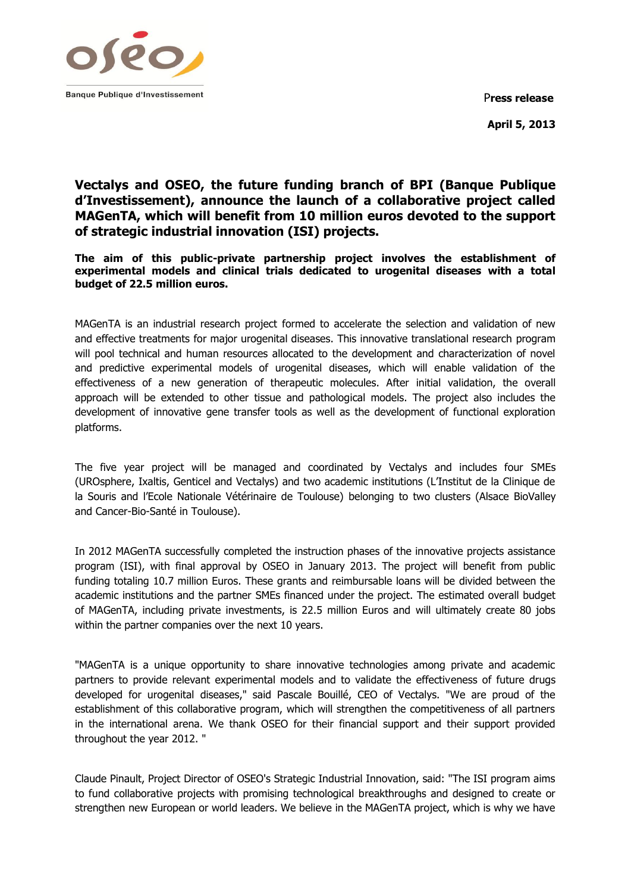Banque Publique d'Investissement

Press release

**April 5, 2013**

# Vectalys and OSEO, the future funding branch of BPI (Banque Publique d'Investissement), announce the launch of a collaborative project called MAGenTA, which will benefit from 10 million euros devoted to the support of strategic industrial innovation (ISI) projects.

**The aim of this public-private partnership project involves the establishment of experimental models and clinical trials dedicated to urogenital diseases with a total budget of 22.5 million euros.**

MAGenTA is an industrial research project formed to accelerate the selection and validation of new and effective treatments for major urogenital diseases. This innovative translational research program will pool technical and human resources allocated to the development and characterization of novel and predictive experimental models of urogenital diseases, which will enable validation of the effectiveness of a new generation of therapeutic molecules. After initial validation, the overall approach will be extended to other tissue and pathological models. The project also includes the development of innovative gene transfer tools as well as the development of functional exploration platforms.

The five year project will be managed and coordinated by Vectalys and includes four SMEs (UROsphere, Ixaltis, Genticel and Vectalys) and two academic institutions (L'Institut de la Clinique de la Souris and l'Ecole Nationale Vétérinaire de Toulouse) belonging to two clusters (Alsace BioValley and Cancer-Bio-Santé in Toulouse).

In 2012 MAGenTA successfully completed the instruction phases of the innovative projects assistance program (ISI), with final approval by OSEO in January 2013. The project will benefit from public funding totaling 10.7 million Euros. These grants and reimbursable loans will be divided between the academic institutions and the partner SMEs financed under the project. The estimated overall budget of MAGenTA, including private investments, is 22.5 million Euros and will ultimately create 80 jobs within the partner companies over the next 10 years.

"MAGenTA is a unique opportunity to share innovative technologies among private and academic partners to provide relevant experimental models and to validate the effectiveness of future drugs developed for urogenital diseases," said Pascale Bouillé, CEO of Vectalys. "We are proud of the establishment of this collaborative program, which will strengthen the competitiveness of all partners in the international arena. We thank OSEO for their financial support and their support provided throughout the year 2012. "

Claude Pinault, Project Director of OSEO's Strategic Industrial Innovation, said: "The ISI program aims to fund collaborative projects with promising technological breakthroughs and designed to create or strengthen new European or world leaders. We believe in the MAGenTA project, which is why we have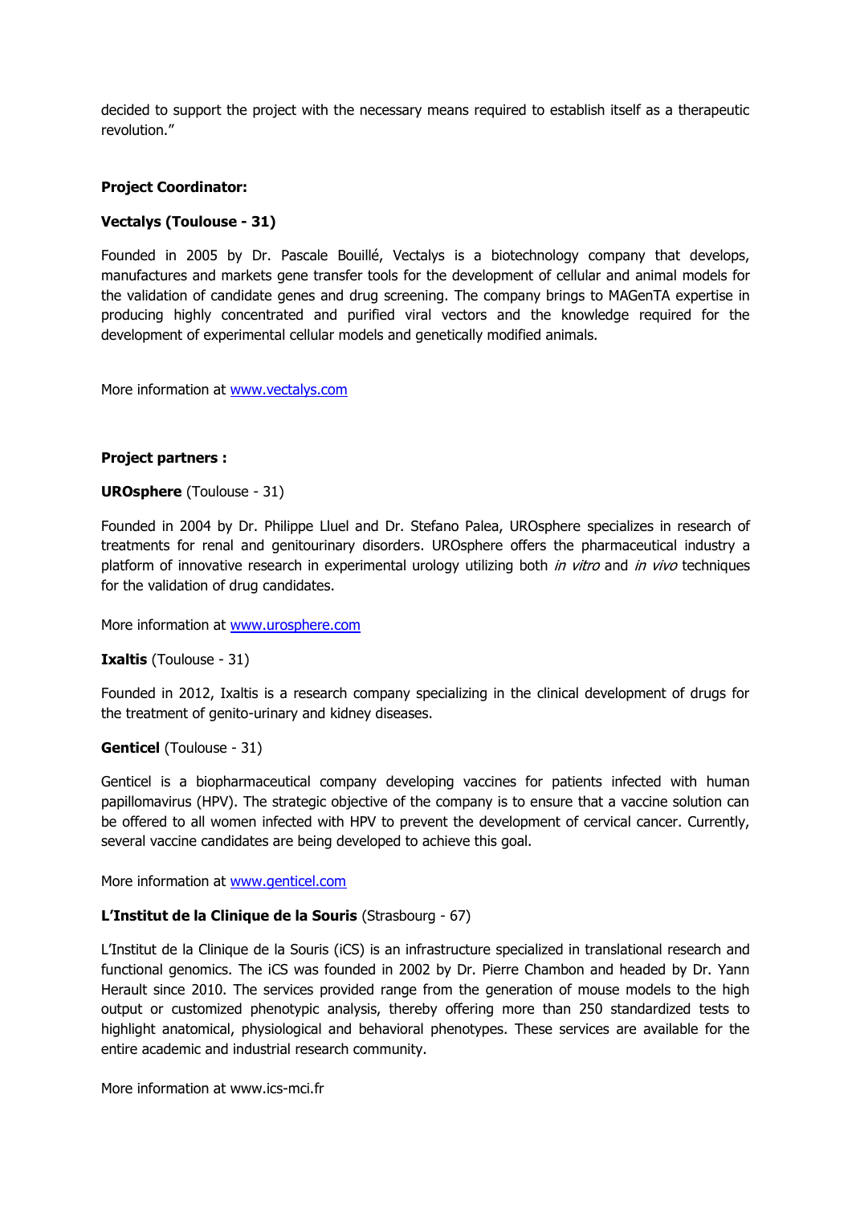decided to support the project with the necessary means required to establish itself as a therapeutic revolution."

**Project Coordinator:**

**Vectalys (Toulouse - 31)**

Founded in 2005 by Dr. Pascale Bouillé, Vectalys is a biotechnology company that develops, manufactures and markets gene transfer tools for the development of cellular and animal models for the validation of candidate genes and drug screening. The company brings to MAGenTA expertise in producing highly concentrated and purified viral vectors and the knowledge required for the development of experimental cellular models and genetically modified animals.

More information at [www.vectalys.com](www.vectalys.com)

**Project partners :**

**UROsphere** (Toulouse - 31)

Founded in 2004 by Dr. Philippe Lluel and Dr. Stefano Palea, UROsphere specializes in research of treatments for renal and genitourinary disorders. UROsphere offers the pharmaceutical industry a platform of innovative research in experimental urology utilizing both *in vitro* and *in vivo* techniques for the validation of drug candidates.

More information at [www.urosphere.com](www.urosphere.com)

**Ixaltis** (Toulouse - 31)

Founded in 2012, Ixaltis is a research company specializing in the clinical development of drugs for the treatment of genito-urinary and kidney diseases.

**Genticel** (Toulouse - 31)

Genticel is a biopharmaceutical company developing vaccines for patients infected with human papillomavirus (HPV). The strategic objective of the company is to ensure that a vaccine solution can be offered to all women infected with HPV to prevent the development of cervical cancer. Currently, several vaccine candidates are being developed to achieve this goal.

More information at [www.genticel.com](www.genticel.com)

**L'Institut de la Clinique de la Souris** (Strasbourg - 67)

L'Institut de la Clinique de la Souris (iCS) is an infrastructure specialized in translational research and functional genomics. The iCS was founded in 2002 by Dr. Pierre Chambon and headed by Dr. Yann Herault since 2010. The services provided range from the generation of mouse models to the high output or customized phenotypic analysis, thereby offering more than 250 standardized tests to highlight anatomical, physiological and behavioral phenotypes. These services are available for the entire academic and industrial research community.

More information at www.ics-mci.fr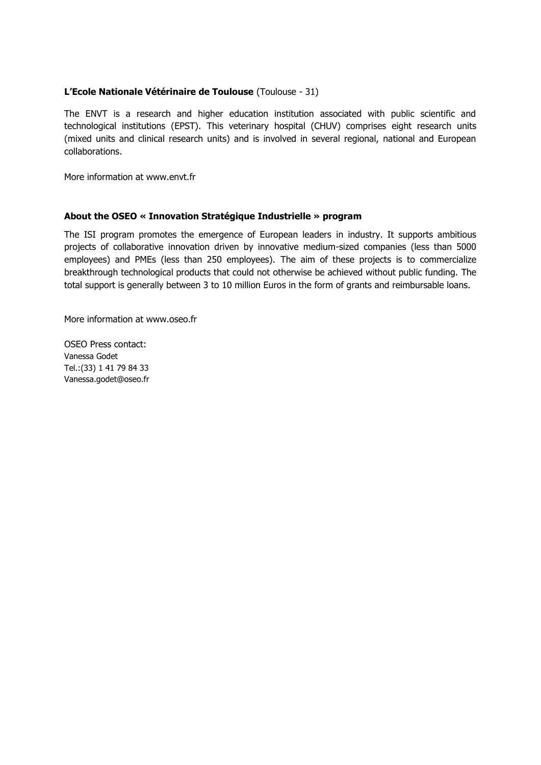**L'Ecole Nationale Vétérinaire de Toulouse** (Toulouse - 31)

The ENVT is a research and higher education institution associated with public scientific and technological institutions (EPST). This veterinary hospital (CHUV) comprises eight research units (mixed units and clinical research units) and is involved in several regional, national and European collaborations.

More information at www.envt.fr

**About the OSEO « Innovation Stratégique Industrielle » program**

The ISI program promotes the emergence of European leaders in industry. It supports ambitious projects of collaborative innovation driven by innovative medium-sized companies (less than 5000 employees) and PMEs (less than 250 employees). The aim of these projects is to commercialize breakthrough technological products that could not otherwise be achieved without public funding. The total support is generally between 3 to 10 million Euros in the form of grants and reimbursable loans.

More information at www.oseo.fr

OSEO Press contact:
Vanessa Godet
Tel.:(33) 1 41 79 84 33
Vanessa.godet@oseo.fr